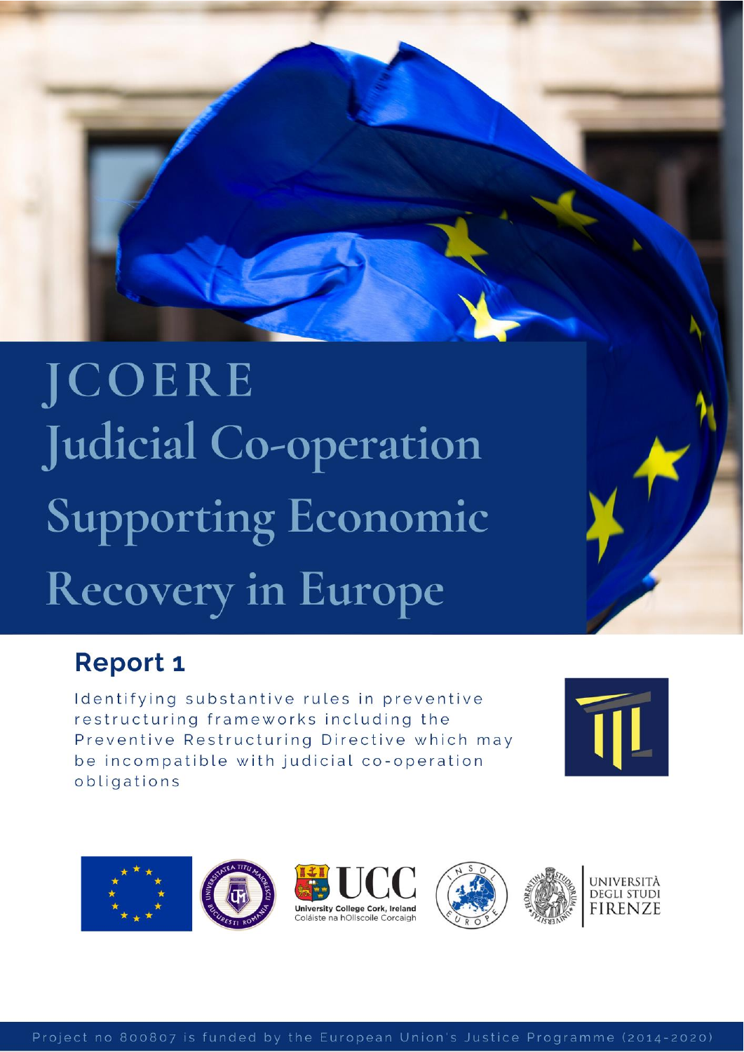# JCOERE Judicial Co-operation Supporting Economic Recovery in Europe

## Report 1

Identifying substantive rules in preventive restructuring frameworks including the Preventive Restructuring Directive which may be incompatible with judicial co-operation obligations

Project no 800807 is funded by the European Union's Justice Programme (2014-2020)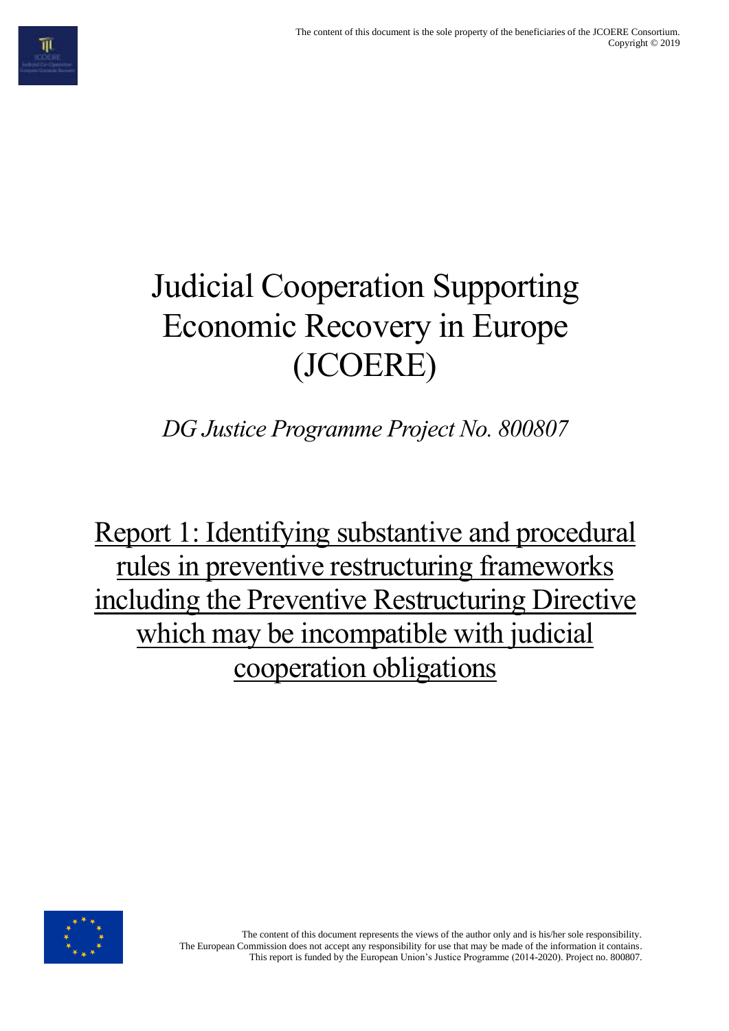# Judicial Cooperation Supporting Economic Recovery in Europe (JCOERE)

*DG Justice Programme Project No. 800807*

## Report 1: Identifying substantive and procedural rules in preventive restructuring frameworks including the Preventive Restructuring Directive which may be incompatible with judicial cooperation obligations

The content of this document represents the views of the author only and is his/her sole responsibility.
The European Commission does not accept any responsibility for use that may be made of the information it contains.
This report is funded by the European Union's Justice Programme (2014-2020). Project no. 800807.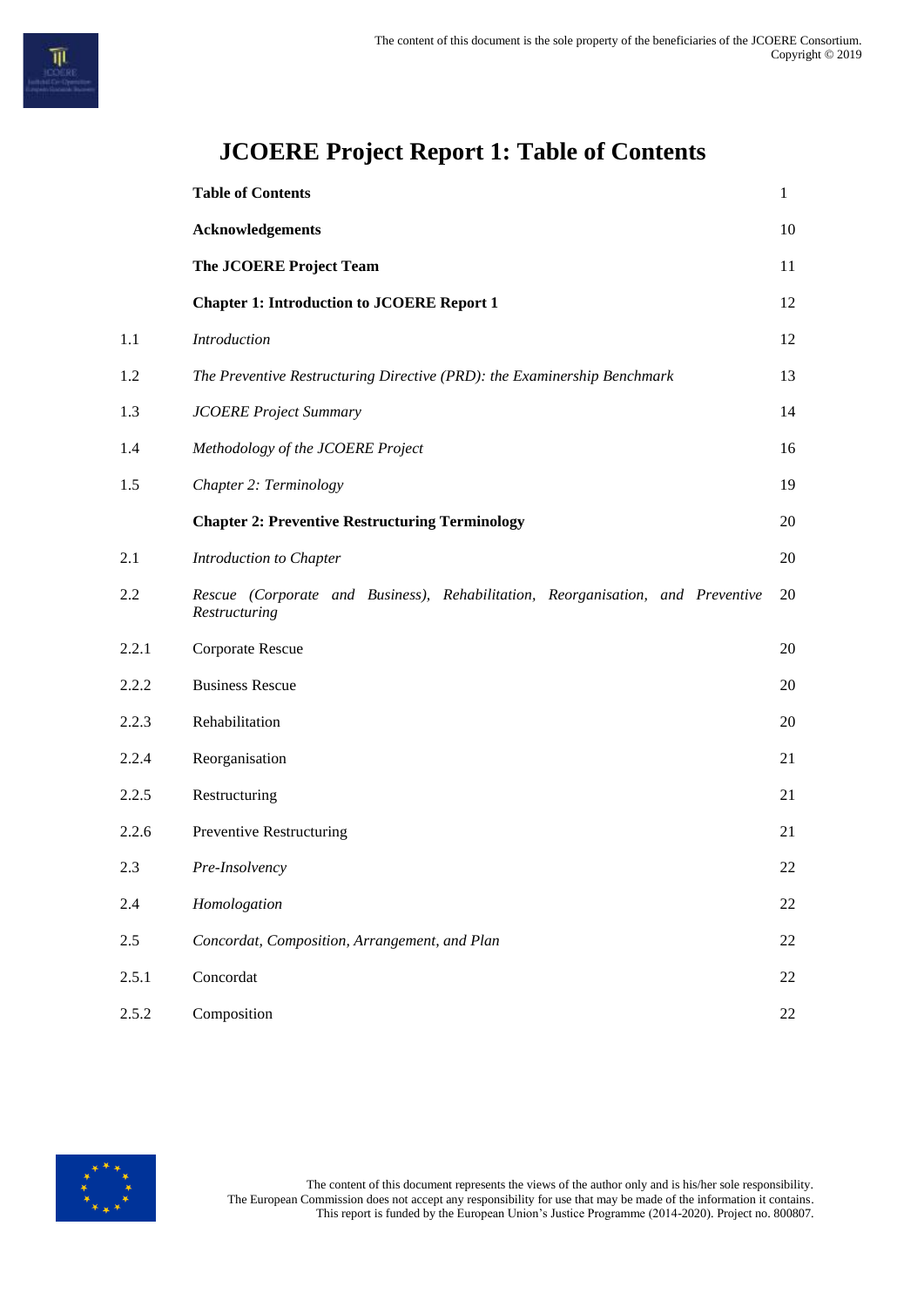# JCOERE Project Report 1: Table of Contents

| | | |
|---|---|---|
| | **Table of Contents** | 1 |
| | **Acknowledgements** | 10 |
| | **The JCOERE Project Team** | 11 |
| | **Chapter 1: Introduction to JCOERE Report 1** | 12 |
| 1.1 | *Introduction* | 12 |
| 1.2 | *The Preventive Restructuring Directive (PRD): the Examinership Benchmark* | 13 |
| 1.3 | *JCOERE Project Summary* | 14 |
| 1.4 | *Methodology of the JCOERE Project* | 16 |
| 1.5 | *Chapter 2: Terminology* | 19 |
| | **Chapter 2: Preventive Restructuring Terminology** | 20 |
| 2.1 | *Introduction to Chapter* | 20 |
| 2.2 | *Rescue (Corporate and Business), Rehabilitation, Reorganisation, and Preventive Restructuring* | 20 |
| 2.2.1 | Corporate Rescue | 20 |
| 2.2.2 | Business Rescue | 20 |
| 2.2.3 | Rehabilitation | 20 |
| 2.2.4 | Reorganisation | 21 |
| 2.2.5 | Restructuring | 21 |
| 2.2.6 | Preventive Restructuring | 21 |
| 2.3 | *Pre-Insolvency* | 22 |
| 2.4 | *Homologation* | 22 |
| 2.5 | *Concordat, Composition, Arrangement, and Plan* | 22 |
| 2.5.1 | Concordat | 22 |
| 2.5.2 | Composition | 22 |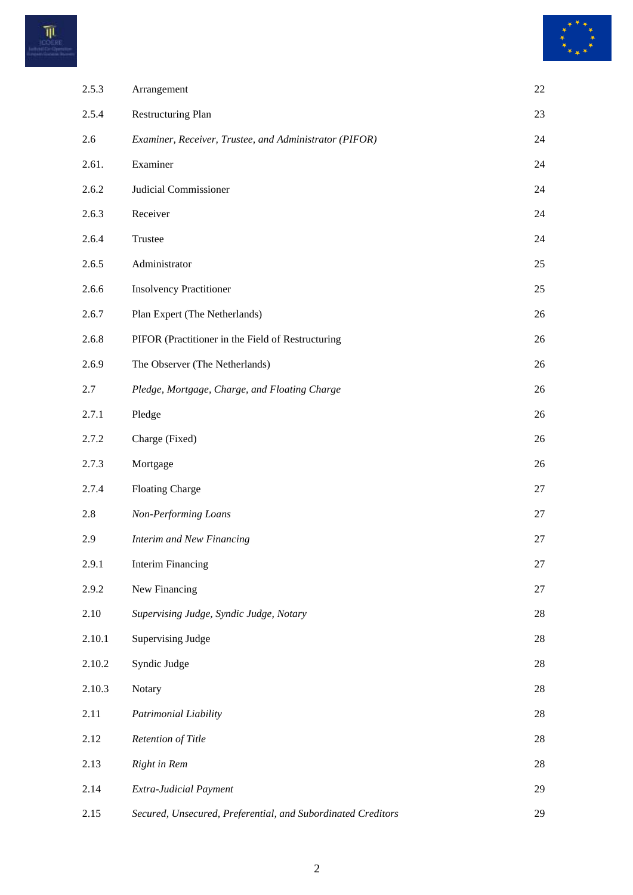| | | |
|---|---|---|
| 2.5.3 | Arrangement | 22 |
| 2.5.4 | Restructuring Plan | 23 |
| 2.6 | *Examiner, Receiver, Trustee, and Administrator (PIFOR)* | 24 |
| 2.61. | Examiner | 24 |
| 2.6.2 | Judicial Commissioner | 24 |
| 2.6.3 | Receiver | 24 |
| 2.6.4 | Trustee | 24 |
| 2.6.5 | Administrator | 25 |
| 2.6.6 | Insolvency Practitioner | 25 |
| 2.6.7 | Plan Expert (The Netherlands) | 26 |
| 2.6.8 | PIFOR (Practitioner in the Field of Restructuring | 26 |
| 2.6.9 | The Observer (The Netherlands) | 26 |
| 2.7 | *Pledge, Mortgage, Charge, and Floating Charge* | 26 |
| 2.7.1 | Pledge | 26 |
| 2.7.2 | Charge (Fixed) | 26 |
| 2.7.3 | Mortgage | 26 |
| 2.7.4 | Floating Charge | 27 |
| 2.8 | *Non-Performing Loans* | 27 |
| 2.9 | *Interim and New Financing* | 27 |
| 2.9.1 | Interim Financing | 27 |
| 2.9.2 | New Financing | 27 |
| 2.10 | *Supervising Judge, Syndic Judge, Notary* | 28 |
| 2.10.1 | Supervising Judge | 28 |
| 2.10.2 | Syndic Judge | 28 |
| 2.10.3 | Notary | 28 |
| 2.11 | *Patrimonial Liability* | 28 |
| 2.12 | *Retention of Title* | 28 |
| 2.13 | *Right in Rem* | 28 |
| 2.14 | *Extra-Judicial Payment* | 29 |
| 2.15 | *Secured, Unsecured, Preferential, and Subordinated Creditors* | 29 |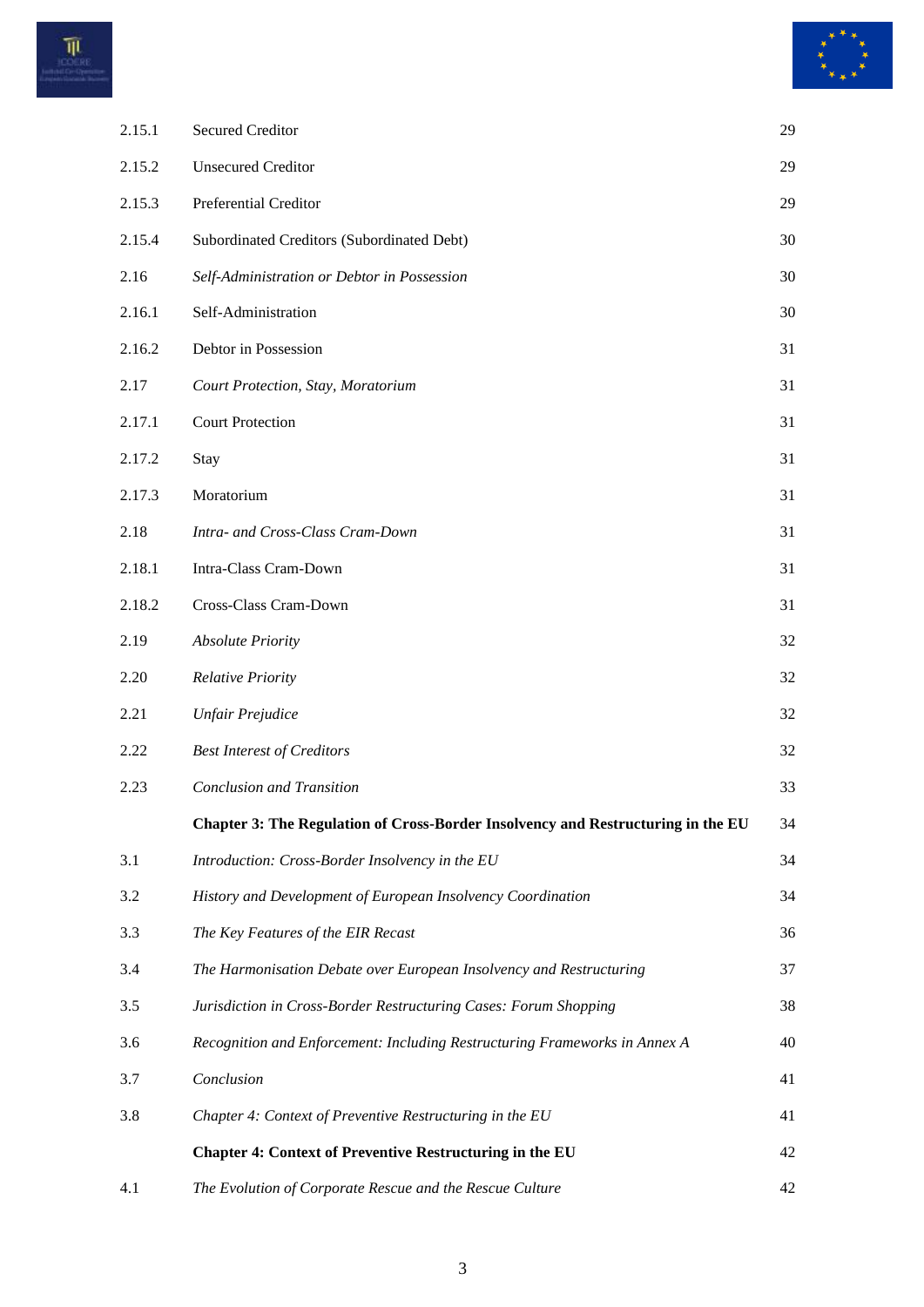| | | |
|---|---|---|
| 2.15.1 | Secured Creditor | 29 |
| 2.15.2 | Unsecured Creditor | 29 |
| 2.15.3 | Preferential Creditor | 29 |
| 2.15.4 | Subordinated Creditors (Subordinated Debt) | 30 |
| 2.16 | *Self-Administration or Debtor in Possession* | 30 |
| 2.16.1 | Self-Administration | 30 |
| 2.16.2 | Debtor in Possession | 31 |
| 2.17 | *Court Protection, Stay, Moratorium* | 31 |
| 2.17.1 | Court Protection | 31 |
| 2.17.2 | Stay | 31 |
| 2.17.3 | Moratorium | 31 |
| 2.18 | *Intra- and Cross-Class Cram-Down* | 31 |
| 2.18.1 | Intra-Class Cram-Down | 31 |
| 2.18.2 | Cross-Class Cram-Down | 31 |
| 2.19 | *Absolute Priority* | 32 |
| 2.20 | *Relative Priority* | 32 |
| 2.21 | *Unfair Prejudice* | 32 |
| 2.22 | *Best Interest of Creditors* | 32 |
| 2.23 | *Conclusion and Transition* | 33 |
| | **Chapter 3: The Regulation of Cross-Border Insolvency and Restructuring in the EU** | 34 |
| 3.1 | *Introduction: Cross-Border Insolvency in the EU* | 34 |
| 3.2 | *History and Development of European Insolvency Coordination* | 34 |
| 3.3 | *The Key Features of the EIR Recast* | 36 |
| 3.4 | *The Harmonisation Debate over European Insolvency and Restructuring* | 37 |
| 3.5 | *Jurisdiction in Cross-Border Restructuring Cases: Forum Shopping* | 38 |
| 3.6 | *Recognition and Enforcement: Including Restructuring Frameworks in Annex A* | 40 |
| 3.7 | *Conclusion* | 41 |
| 3.8 | *Chapter 4: Context of Preventive Restructuring in the EU* | 41 |
| | **Chapter 4: Context of Preventive Restructuring in the EU** | 42 |
| 4.1 | *The Evolution of Corporate Rescue and the Rescue Culture* | 42 |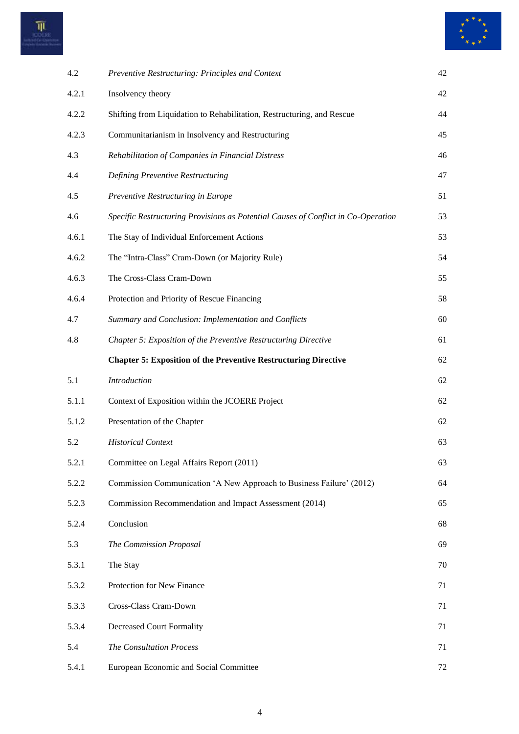| | | |
|---|---|---|
| 4.2 | *Preventive Restructuring: Principles and Context* | 42 |
| 4.2.1 | Insolvency theory | 42 |
| 4.2.2 | Shifting from Liquidation to Rehabilitation, Restructuring, and Rescue | 44 |
| 4.2.3 | Communitarianism in Insolvency and Restructuring | 45 |
| 4.3 | *Rehabilitation of Companies in Financial Distress* | 46 |
| 4.4 | *Defining Preventive Restructuring* | 47 |
| 4.5 | *Preventive Restructuring in Europe* | 51 |
| 4.6 | *Specific Restructuring Provisions as Potential Causes of Conflict in Co-Operation* | 53 |
| 4.6.1 | The Stay of Individual Enforcement Actions | 53 |
| 4.6.2 | The "Intra-Class" Cram-Down (or Majority Rule) | 54 |
| 4.6.3 | The Cross-Class Cram-Down | 55 |
| 4.6.4 | Protection and Priority of Rescue Financing | 58 |
| 4.7 | *Summary and Conclusion: Implementation and Conflicts* | 60 |
| 4.8 | *Chapter 5: Exposition of the Preventive Restructuring Directive* | 61 |
| | **Chapter 5: Exposition of the Preventive Restructuring Directive** | 62 |
| 5.1 | *Introduction* | 62 |
| 5.1.1 | Context of Exposition within the JCOERE Project | 62 |
| 5.1.2 | Presentation of the Chapter | 62 |
| 5.2 | *Historical Context* | 63 |
| 5.2.1 | Committee on Legal Affairs Report (2011) | 63 |
| 5.2.2 | Commission Communication 'A New Approach to Business Failure' (2012) | 64 |
| 5.2.3 | Commission Recommendation and Impact Assessment (2014) | 65 |
| 5.2.4 | Conclusion | 68 |
| 5.3 | *The Commission Proposal* | 69 |
| 5.3.1 | The Stay | 70 |
| 5.3.2 | Protection for New Finance | 71 |
| 5.3.3 | Cross-Class Cram-Down | 71 |
| 5.3.4 | Decreased Court Formality | 71 |
| 5.4 | *The Consultation Process* | 71 |
| 5.4.1 | European Economic and Social Committee | 72 |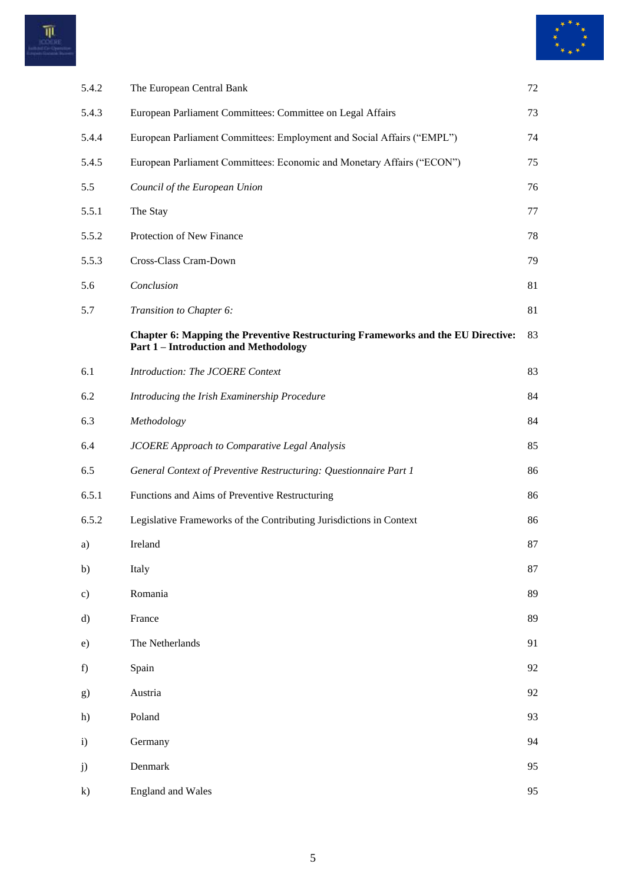| | | |
|---|---|---|
| 5.4.2 | The European Central Bank | 72 |
| 5.4.3 | European Parliament Committees: Committee on Legal Affairs | 73 |
| 5.4.4 | European Parliament Committees: Employment and Social Affairs ("EMPL") | 74 |
| 5.4.5 | European Parliament Committees: Economic and Monetary Affairs ("ECON") | 75 |
| 5.5 | *Council of the European Union* | 76 |
| 5.5.1 | The Stay | 77 |
| 5.5.2 | Protection of New Finance | 78 |
| 5.5.3 | Cross-Class Cram-Down | 79 |
| 5.6 | *Conclusion* | 81 |
| 5.7 | *Transition to Chapter 6:* | 81 |
| | **Chapter 6: Mapping the Preventive Restructuring Frameworks and the EU Directive: Part 1 – Introduction and Methodology** | 83 |
| 6.1 | *Introduction: The JCOERE Context* | 83 |
| 6.2 | *Introducing the Irish Examinership Procedure* | 84 |
| 6.3 | *Methodology* | 84 |
| 6.4 | *JCOERE Approach to Comparative Legal Analysis* | 85 |
| 6.5 | *General Context of Preventive Restructuring: Questionnaire Part 1* | 86 |
| 6.5.1 | Functions and Aims of Preventive Restructuring | 86 |
| 6.5.2 | Legislative Frameworks of the Contributing Jurisdictions in Context | 86 |
| a) | Ireland | 87 |
| b) | Italy | 87 |
| c) | Romania | 89 |
| d) | France | 89 |
| e) | The Netherlands | 91 |
| f) | Spain | 92 |
| g) | Austria | 92 |
| h) | Poland | 93 |
| i) | Germany | 94 |
| j) | Denmark | 95 |
| k) | England and Wales | 95 |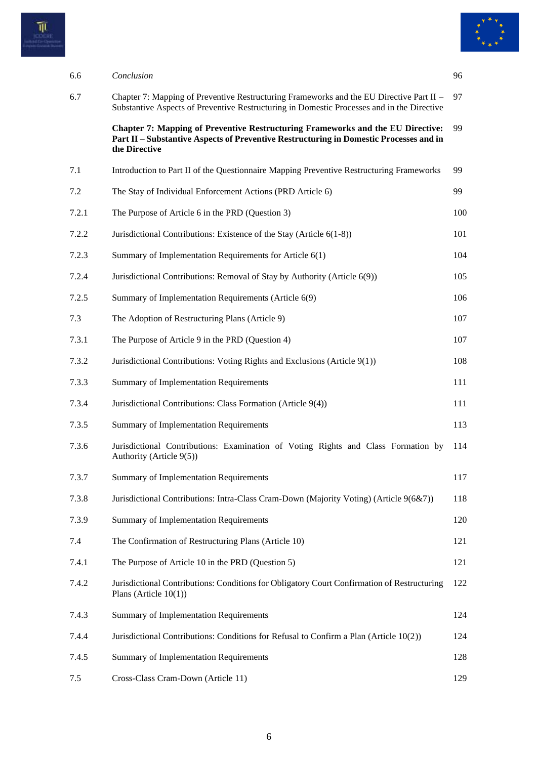| | | |
|---|---|---|
| 6.6 | *Conclusion* | 96 |
| 6.7 | Chapter 7: Mapping of Preventive Restructuring Frameworks and the EU Directive Part II – Substantive Aspects of Preventive Restructuring in Domestic Processes and in the Directive | 97 |
| | **Chapter 7: Mapping of Preventive Restructuring Frameworks and the EU Directive: Part II – Substantive Aspects of Preventive Restructuring in Domestic Processes and in the Directive** | 99 |
| 7.1 | Introduction to Part II of the Questionnaire Mapping Preventive Restructuring Frameworks | 99 |
| 7.2 | The Stay of Individual Enforcement Actions (PRD Article 6) | 99 |
| 7.2.1 | The Purpose of Article 6 in the PRD (Question 3) | 100 |
| 7.2.2 | Jurisdictional Contributions: Existence of the Stay (Article 6(1-8)) | 101 |
| 7.2.3 | Summary of Implementation Requirements for Article 6(1) | 104 |
| 7.2.4 | Jurisdictional Contributions: Removal of Stay by Authority (Article 6(9)) | 105 |
| 7.2.5 | Summary of Implementation Requirements (Article 6(9) | 106 |
| 7.3 | The Adoption of Restructuring Plans (Article 9) | 107 |
| 7.3.1 | The Purpose of Article 9 in the PRD (Question 4) | 107 |
| 7.3.2 | Jurisdictional Contributions: Voting Rights and Exclusions (Article 9(1)) | 108 |
| 7.3.3 | Summary of Implementation Requirements | 111 |
| 7.3.4 | Jurisdictional Contributions: Class Formation (Article 9(4)) | 111 |
| 7.3.5 | Summary of Implementation Requirements | 113 |
| 7.3.6 | Jurisdictional Contributions: Examination of Voting Rights and Class Formation by Authority (Article 9(5)) | 114 |
| 7.3.7 | Summary of Implementation Requirements | 117 |
| 7.3.8 | Jurisdictional Contributions: Intra-Class Cram-Down (Majority Voting) (Article 9(6&7)) | 118 |
| 7.3.9 | Summary of Implementation Requirements | 120 |
| 7.4 | The Confirmation of Restructuring Plans (Article 10) | 121 |
| 7.4.1 | The Purpose of Article 10 in the PRD (Question 5) | 121 |
| 7.4.2 | Jurisdictional Contributions: Conditions for Obligatory Court Confirmation of Restructuring Plans (Article 10(1)) | 122 |
| 7.4.3 | Summary of Implementation Requirements | 124 |
| 7.4.4 | Jurisdictional Contributions: Conditions for Refusal to Confirm a Plan (Article 10(2)) | 124 |
| 7.4.5 | Summary of Implementation Requirements | 128 |
| 7.5 | Cross-Class Cram-Down (Article 11) | 129 |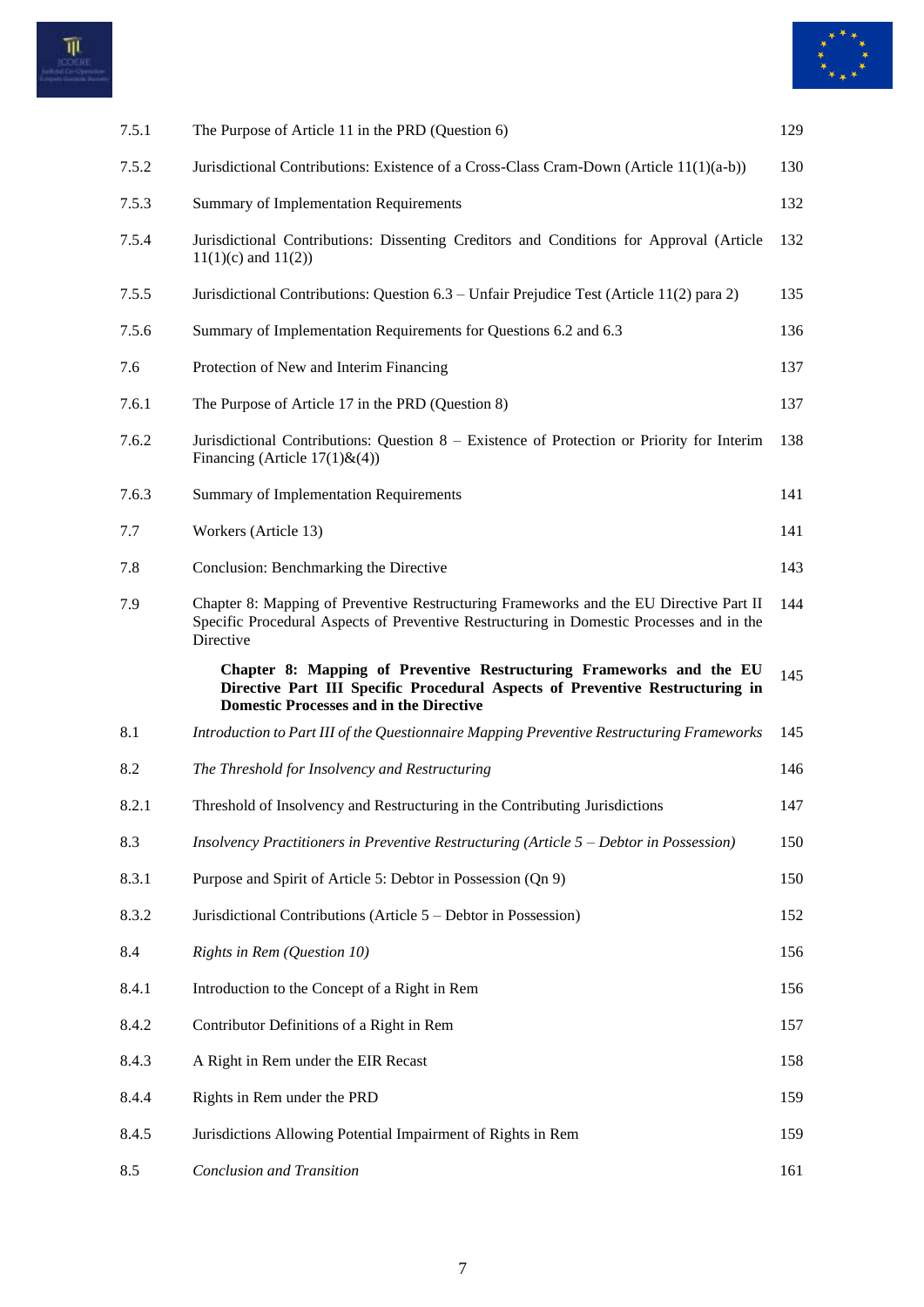| | | |
|---|---|---|
| 7.5.1 | The Purpose of Article 11 in the PRD (Question 6) | 129 |
| 7.5.2 | Jurisdictional Contributions: Existence of a Cross-Class Cram-Down (Article 11(1)(a-b)) | 130 |
| 7.5.3 | Summary of Implementation Requirements | 132 |
| 7.5.4 | Jurisdictional Contributions: Dissenting Creditors and Conditions for Approval (Article 11(1)(c) and 11(2)) | 132 |
| 7.5.5 | Jurisdictional Contributions: Question 6.3 – Unfair Prejudice Test (Article 11(2) para 2) | 135 |
| 7.5.6 | Summary of Implementation Requirements for Questions 6.2 and 6.3 | 136 |
| 7.6 | Protection of New and Interim Financing | 137 |
| 7.6.1 | The Purpose of Article 17 in the PRD (Question 8) | 137 |
| 7.6.2 | Jurisdictional Contributions: Question 8 – Existence of Protection or Priority for Interim Financing (Article 17(1)&(4)) | 138 |
| 7.6.3 | Summary of Implementation Requirements | 141 |
| 7.7 | Workers (Article 13) | 141 |
| 7.8 | Conclusion: Benchmarking the Directive | 143 |
| 7.9 | Chapter 8: Mapping of Preventive Restructuring Frameworks and the EU Directive Part II Specific Procedural Aspects of Preventive Restructuring in Domestic Processes and in the Directive | 144 |
| | **Chapter 8: Mapping of Preventive Restructuring Frameworks and the EU Directive Part III Specific Procedural Aspects of Preventive Restructuring in Domestic Processes and in the Directive** | 145 |
| 8.1 | *Introduction to Part III of the Questionnaire Mapping Preventive Restructuring Frameworks* | 145 |
| 8.2 | *The Threshold for Insolvency and Restructuring* | 146 |
| 8.2.1 | Threshold of Insolvency and Restructuring in the Contributing Jurisdictions | 147 |
| 8.3 | *Insolvency Practitioners in Preventive Restructuring (Article 5 – Debtor in Possession)* | 150 |
| 8.3.1 | Purpose and Spirit of Article 5: Debtor in Possession (Qn 9) | 150 |
| 8.3.2 | Jurisdictional Contributions (Article 5 – Debtor in Possession) | 152 |
| 8.4 | *Rights in Rem (Question 10)* | 156 |
| 8.4.1 | Introduction to the Concept of a Right in Rem | 156 |
| 8.4.2 | Contributor Definitions of a Right in Rem | 157 |
| 8.4.3 | A Right in Rem under the EIR Recast | 158 |
| 8.4.4 | Rights in Rem under the PRD | 159 |
| 8.4.5 | Jurisdictions Allowing Potential Impairment of Rights in Rem | 159 |
| 8.5 | *Conclusion and Transition* | 161 |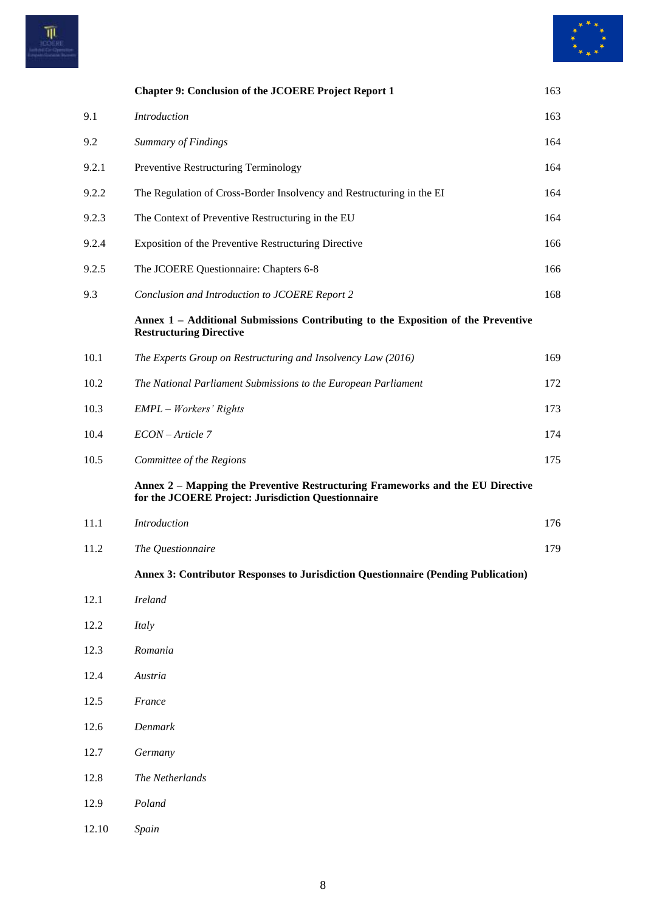| | | |
|---|---|---|
| | **Chapter 9: Conclusion of the JCOERE Project Report 1** | 163 |
| 9.1 | *Introduction* | 163 |
| 9.2 | *Summary of Findings* | 164 |
| 9.2.1 | Preventive Restructuring Terminology | 164 |
| 9.2.2 | The Regulation of Cross-Border Insolvency and Restructuring in the EI | 164 |
| 9.2.3 | The Context of Preventive Restructuring in the EU | 164 |
| 9.2.4 | Exposition of the Preventive Restructuring Directive | 166 |
| 9.2.5 | The JCOERE Questionnaire: Chapters 6-8 | 166 |
| 9.3 | *Conclusion and Introduction to JCOERE Report 2* | 168 |
| | **Annex 1 – Additional Submissions Contributing to the Exposition of the Preventive Restructuring Directive** | |
| 10.1 | *The Experts Group on Restructuring and Insolvency Law (2016)* | 169 |
| 10.2 | *The National Parliament Submissions to the European Parliament* | 172 |
| 10.3 | *EMPL – Workers' Rights* | 173 |
| 10.4 | *ECON – Article 7* | 174 |
| 10.5 | *Committee of the Regions* | 175 |
| | **Annex 2 – Mapping the Preventive Restructuring Frameworks and the EU Directive for the JCOERE Project: Jurisdiction Questionnaire** | |
| 11.1 | *Introduction* | 176 |
| 11.2 | *The Questionnaire* | 179 |
| | **Annex 3: Contributor Responses to Jurisdiction Questionnaire (Pending Publication)** | |
| 12.1 | *Ireland* | |
| 12.2 | *Italy* | |
| 12.3 | *Romania* | |
| 12.4 | *Austria* | |
| 12.5 | *France* | |
| 12.6 | *Denmark* | |
| 12.7 | *Germany* | |
| 12.8 | *The Netherlands* | |
| 12.9 | *Poland* | |
| 12.10 | *Spain* | |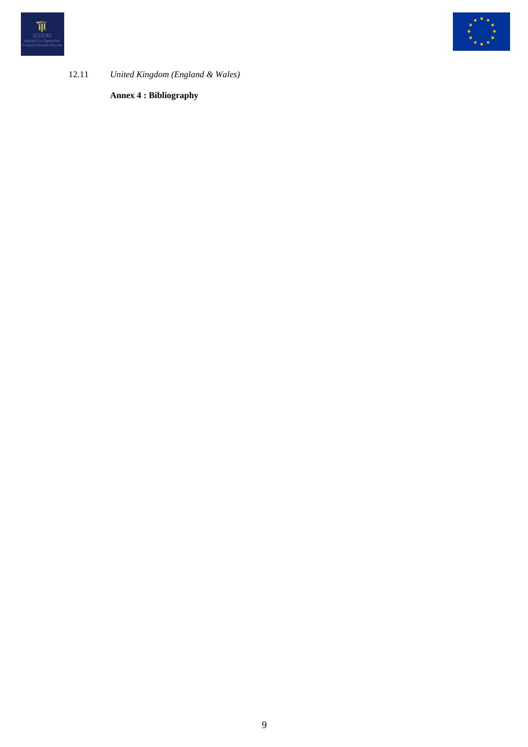12.11 *United Kingdom (England & Wales)*

**Annex 4 : Bibliography**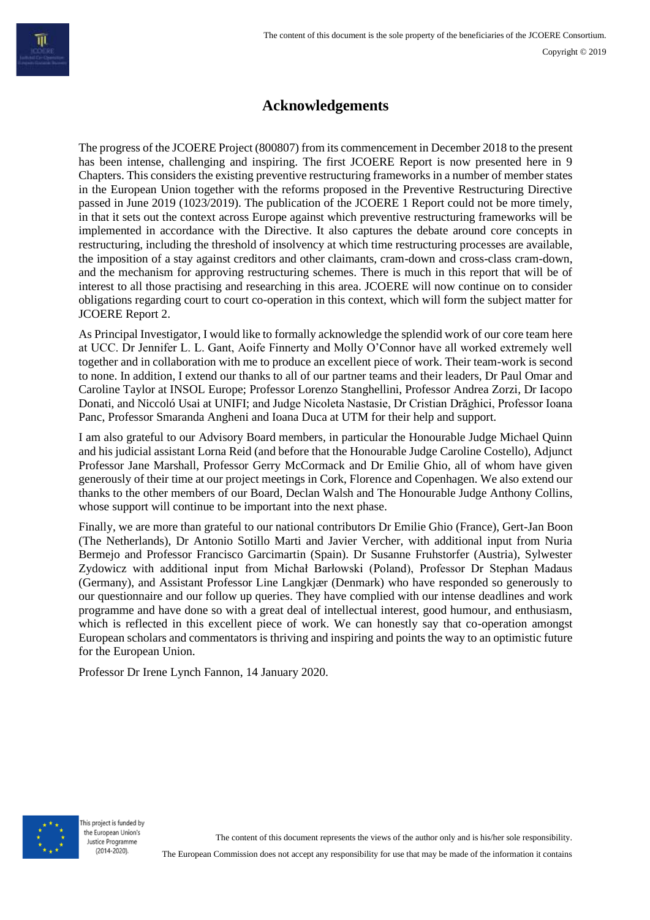# Acknowledgements

The progress of the JCOERE Project (800807) from its commencement in December 2018 to the present has been intense, challenging and inspiring. The first JCOERE Report is now presented here in 9 Chapters. This considers the existing preventive restructuring frameworks in a number of member states in the European Union together with the reforms proposed in the Preventive Restructuring Directive passed in June 2019 (1023/2019). The publication of the JCOERE 1 Report could not be more timely, in that it sets out the context across Europe against which preventive restructuring frameworks will be implemented in accordance with the Directive. It also captures the debate around core concepts in restructuring, including the threshold of insolvency at which time restructuring processes are available, the imposition of a stay against creditors and other claimants, cram-down and cross-class cram-down, and the mechanism for approving restructuring schemes. There is much in this report that will be of interest to all those practising and researching in this area. JCOERE will now continue on to consider obligations regarding court to court co-operation in this context, which will form the subject matter for JCOERE Report 2.

As Principal Investigator, I would like to formally acknowledge the splendid work of our core team here at UCC. Dr Jennifer L. L. Gant, Aoife Finnerty and Molly O'Connor have all worked extremely well together and in collaboration with me to produce an excellent piece of work. Their team-work is second to none. In addition, I extend our thanks to all of our partner teams and their leaders, Dr Paul Omar and Caroline Taylor at INSOL Europe; Professor Lorenzo Stanghellini, Professor Andrea Zorzi, Dr Iacopo Donati, and Niccoló Usai at UNIFI; and Judge Nicoleta Nastasie, Dr Cristian Drăghici, Professor Ioana Panc, Professor Smaranda Angheni and Ioana Duca at UTM for their help and support.

I am also grateful to our Advisory Board members, in particular the Honourable Judge Michael Quinn and his judicial assistant Lorna Reid (and before that the Honourable Judge Caroline Costello), Adjunct Professor Jane Marshall, Professor Gerry McCormack and Dr Emilie Ghio, all of whom have given generously of their time at our project meetings in Cork, Florence and Copenhagen. We also extend our thanks to the other members of our Board, Declan Walsh and The Honourable Judge Anthony Collins, whose support will continue to be important into the next phase.

Finally, we are more than grateful to our national contributors Dr Emilie Ghio (France), Gert-Jan Boon (The Netherlands), Dr Antonio Sotillo Marti and Javier Vercher, with additional input from Nuria Bermejo and Professor Francisco Garcimartin (Spain). Dr Susanne Fruhstorfer (Austria), Sylwester Zydowicz with additional input from Michał Barłowski (Poland), Professor Dr Stephan Madaus (Germany), and Assistant Professor Line Langkjær (Denmark) who have responded so generously to our questionnaire and our follow up queries. They have complied with our intense deadlines and work programme and have done so with a great deal of intellectual interest, good humour, and enthusiasm, which is reflected in this excellent piece of work. We can honestly say that co-operation amongst European scholars and commentators is thriving and inspiring and points the way to an optimistic future for the European Union.

Professor Dr Irene Lynch Fannon, 14 January 2020.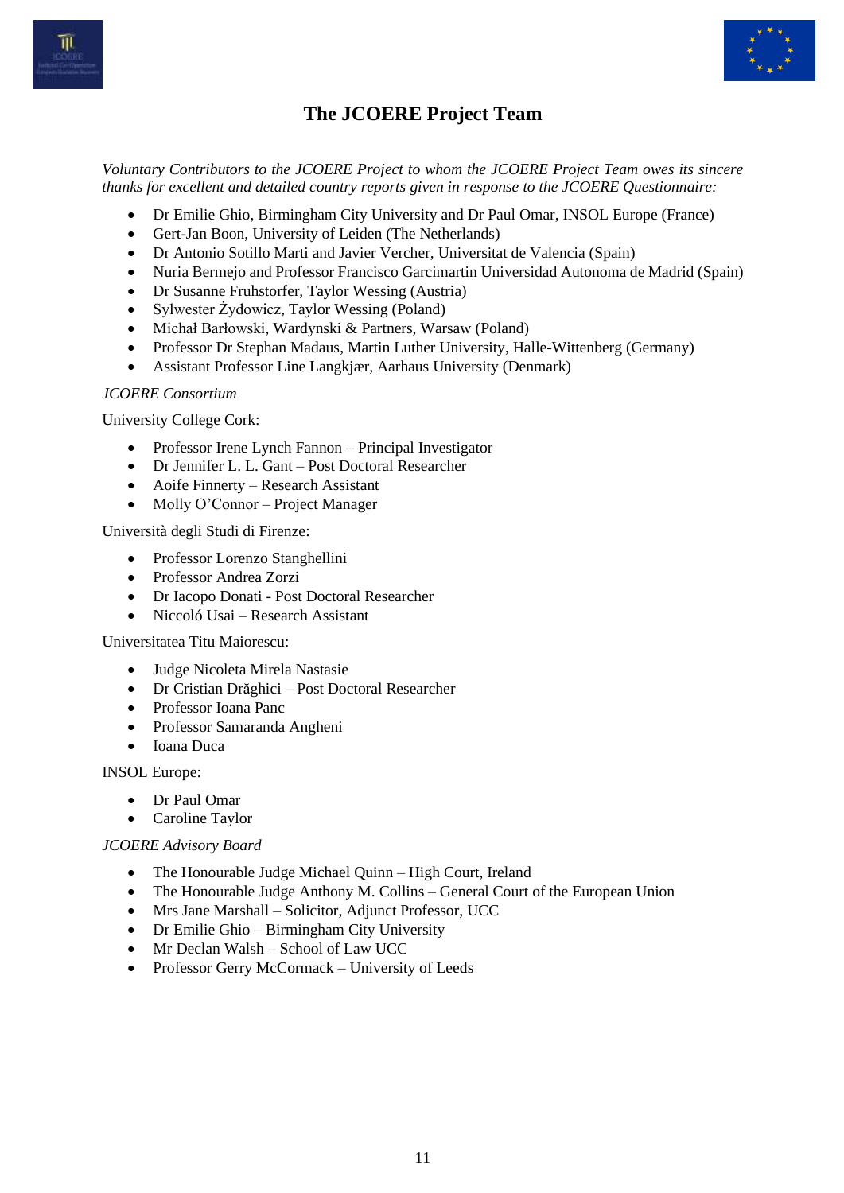# The JCOERE Project Team

*Voluntary Contributors to the JCOERE Project to whom the JCOERE Project Team owes its sincere thanks for excellent and detailed country reports given in response to the JCOERE Questionnaire:*

- Dr Emilie Ghio, Birmingham City University and Dr Paul Omar, INSOL Europe (France)
- Gert-Jan Boon, University of Leiden (The Netherlands)
- Dr Antonio Sotillo Marti and Javier Vercher, Universitat de Valencia (Spain)
- Nuria Bermejo and Professor Francisco Garcimartin Universidad Autonoma de Madrid (Spain)
- Dr Susanne Fruhstorfer, Taylor Wessing (Austria)
- Sylwester Żydowicz, Taylor Wessing (Poland)
- Michał Barłowski, Wardynski & Partners, Warsaw (Poland)
- Professor Dr Stephan Madaus, Martin Luther University, Halle-Wittenberg (Germany)
- Assistant Professor Line Langkjær, Aarhus University (Denmark)

*JCOERE Consortium*

University College Cork:

- Professor Irene Lynch Fannon – Principal Investigator
- Dr Jennifer L. L. Gant – Post Doctoral Researcher
- Aoife Finnerty – Research Assistant
- Molly O'Connor – Project Manager

Università degli Studi di Firenze:

- Professor Lorenzo Stanghellini
- Professor Andrea Zorzi
- Dr Iacopo Donati - Post Doctoral Researcher
- Niccoló Usai – Research Assistant

Universitatea Titu Maiorescu:

- Judge Nicoleta Mirela Nastasie
- Dr Cristian Drăghici – Post Doctoral Researcher
- Professor Ioana Panc
- Professor Samaranda Angheni
- Ioana Duca

INSOL Europe:

- Dr Paul Omar
- Caroline Taylor

*JCOERE Advisory Board*

- The Honourable Judge Michael Quinn – High Court, Ireland
- The Honourable Judge Anthony M. Collins – General Court of the European Union
- Mrs Jane Marshall – Solicitor, Adjunct Professor, UCC
- Dr Emilie Ghio – Birmingham City University
- Mr Declan Walsh – School of Law UCC
- Professor Gerry McCormack – University of Leeds